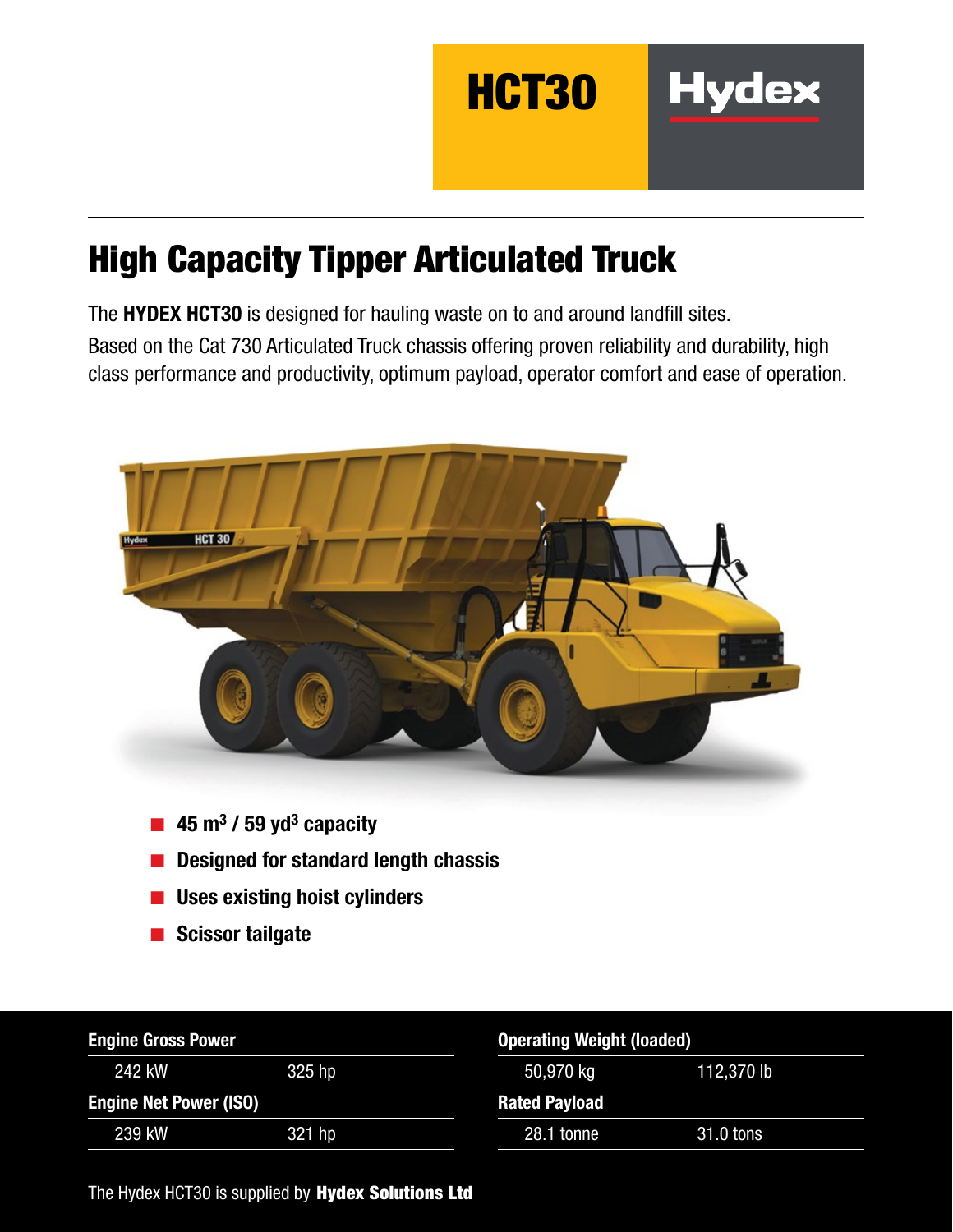# HCT30 Hydex

## High Capacity Tipper Articulated Truck

The **HYDEX HCT30** is designed for hauling waste on to and around landfill sites.

Based on the Cat 730 Articulated Truck chassis offering proven reliability and durability, high class performance and productivity, optimum payload, operator comfort and ease of operation.

- **45 $m^3$ / 59 $yd^3$ capacity**
- **Designed for standard length chassis**
- **Uses existing hoist cylinders**
- **Scissor tailgate**

| **Engine Gross Power** | |
|---|---|
| 242 kW | 325 hp |
| **Engine Net Power (ISO)** | |
| 239 kW | 321 hp |

| **Operating Weight (loaded)** | |
|---|---|
| 50,970 kg | 112,370 lb |
| **Rated Payload** | |
| 28.1 tonne | 31.0 tons |

The Hydex HCT30 is supplied by **Hydex Solutions Ltd**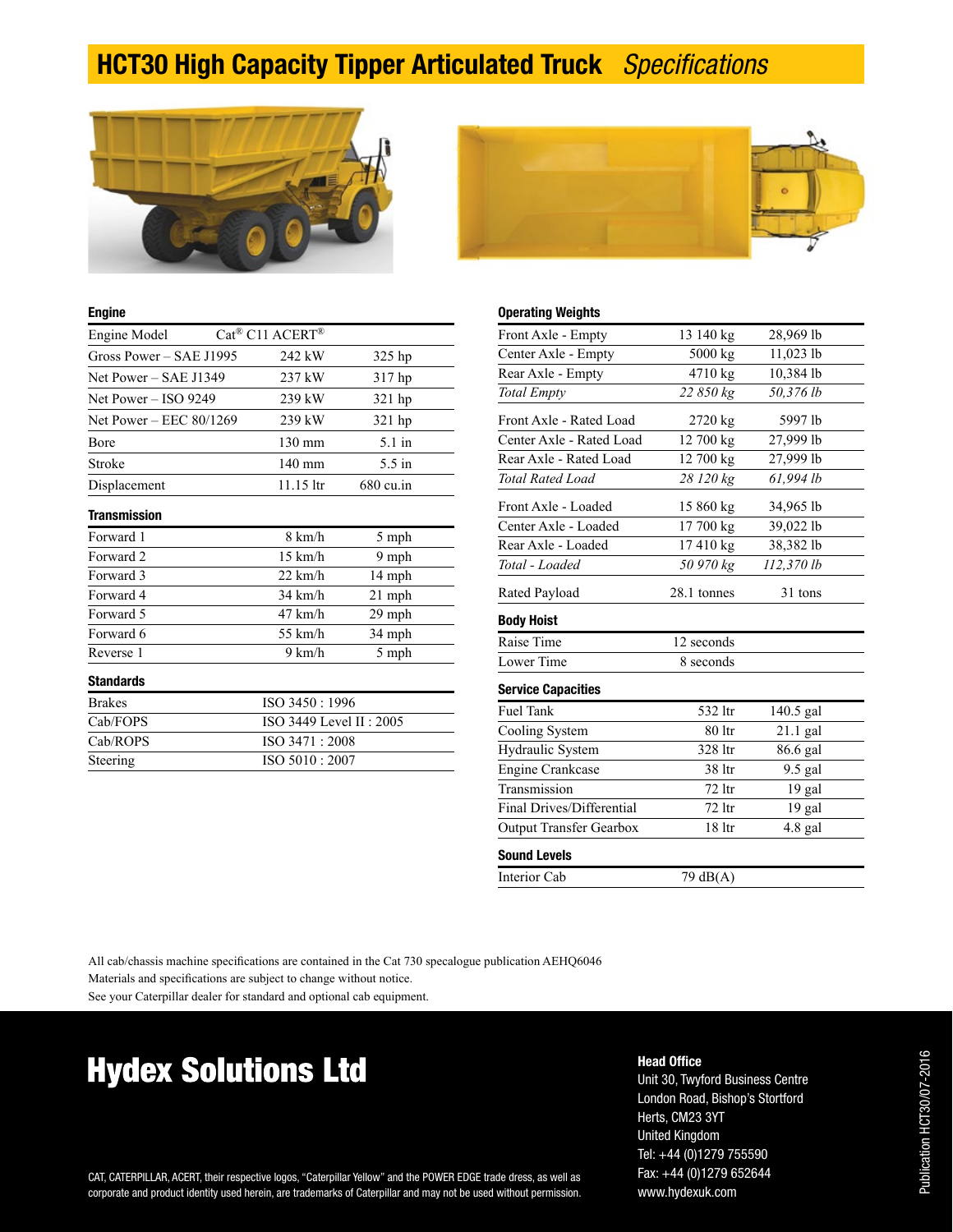# HCT30 High Capacity Tipper Articulated Truck *Specifications*

### Engine

| | | |
|---|---|---|
| Engine Model | Cat® C11 ACERT® | |
| Gross Power – SAE J1995 | 242 kW | 325 hp |
| Net Power – SAE J1349 | 237 kW | 317 hp |
| Net Power – ISO 9249 | 239 kW | 321 hp |
| Net Power – EEC 80/1269 | 239 kW | 321 hp |
| Bore | 130 mm | 5.1 in |
| Stroke | 140 mm | 5.5 in |
| Displacement | 11.15 ltr | 680 cu.in |

### Transmission

| | | |
|---|---|---|
| Forward 1 | 8 km/h | 5 mph |
| Forward 2 | 15 km/h | 9 mph |
| Forward 3 | 22 km/h | 14 mph |
| Forward 4 | 34 km/h | 21 mph |
| Forward 5 | 47 km/h | 29 mph |
| Forward 6 | 55 km/h | 34 mph |
| Reverse 1 | 9 km/h | 5 mph |

### Standards

| | |
|---|---|
| Brakes | ISO 3450 : 1996 |
| Cab/FOPS | ISO 3449 Level II : 2005 |
| Cab/ROPS | ISO 3471 : 2008 |
| Steering | ISO 5010 : 2007 |

### Operating Weights

| | | |
|---|---|---|
| Front Axle - Empty | 13 140 kg | 28,969 lb |
| Center Axle - Empty | 5000 kg | 11,023 lb |
| Rear Axle - Empty | 4710 kg | 10,384 lb |
| *Total Empty* | *22 850 kg* | *50,376 lb* |
| Front Axle - Rated Load | 2720 kg | 5997 lb |
| Center Axle - Rated Load | 12 700 kg | 27,999 lb |
| Rear Axle - Rated Load | 12 700 kg | 27,999 lb |
| *Total Rated Load* | *28 120 kg* | *61,994 lb* |
| Front Axle - Loaded | 15 860 kg | 34,965 lb |
| Center Axle - Loaded | 17 700 kg | 39,022 lb |
| Rear Axle - Loaded | 17 410 kg | 38,382 lb |
| *Total - Loaded* | *50 970 kg* | *112,370 lb* |
| Rated Payload | 28.1 tonnes | 31 tons |

### Body Hoist

| | |
|---|---|
| Raise Time | 12 seconds |
| Lower Time | 8 seconds |

### Service Capacities

| | | |
|---|---|---|
| Fuel Tank | 532 ltr | 140.5 gal |
| Cooling System | 80 ltr | 21.1 gal |
| Hydraulic System | 328 ltr | 86.6 gal |
| Engine Crankcase | 38 ltr | 9.5 gal |
| Transmission | 72 ltr | 19 gal |
| Final Drives/Differential | 72 ltr | 19 gal |
| Output Transfer Gearbox | 18 ltr | 4.8 gal |

### Sound Levels

| | |
|---|---|
| Interior Cab | 79 dB(A) |

All cab/chassis machine specifications are contained in the Cat 730 specalogue publication AEHQ6046
Materials and specifications are subject to change without notice.
See your Caterpillar dealer for standard and optional cab equipment.

## Hydex Solutions Ltd

CAT, CATERPILLAR, ACERT, their respective logos, "Caterpillar Yellow" and the POWER EDGE trade dress, as well as corporate and product identity used herein, are trademarks of Caterpillar and may not be used without permission.

**Head Office**
Unit 30, Twyford Business Centre
London Road, Bishop's Stortford
Herts, CM23 3YT
United Kingdom
Tel: +44 (0)1279 755590
Fax: +44 (0)1279 652644
www.hydexuk.com

Publication HCT30/07-2016